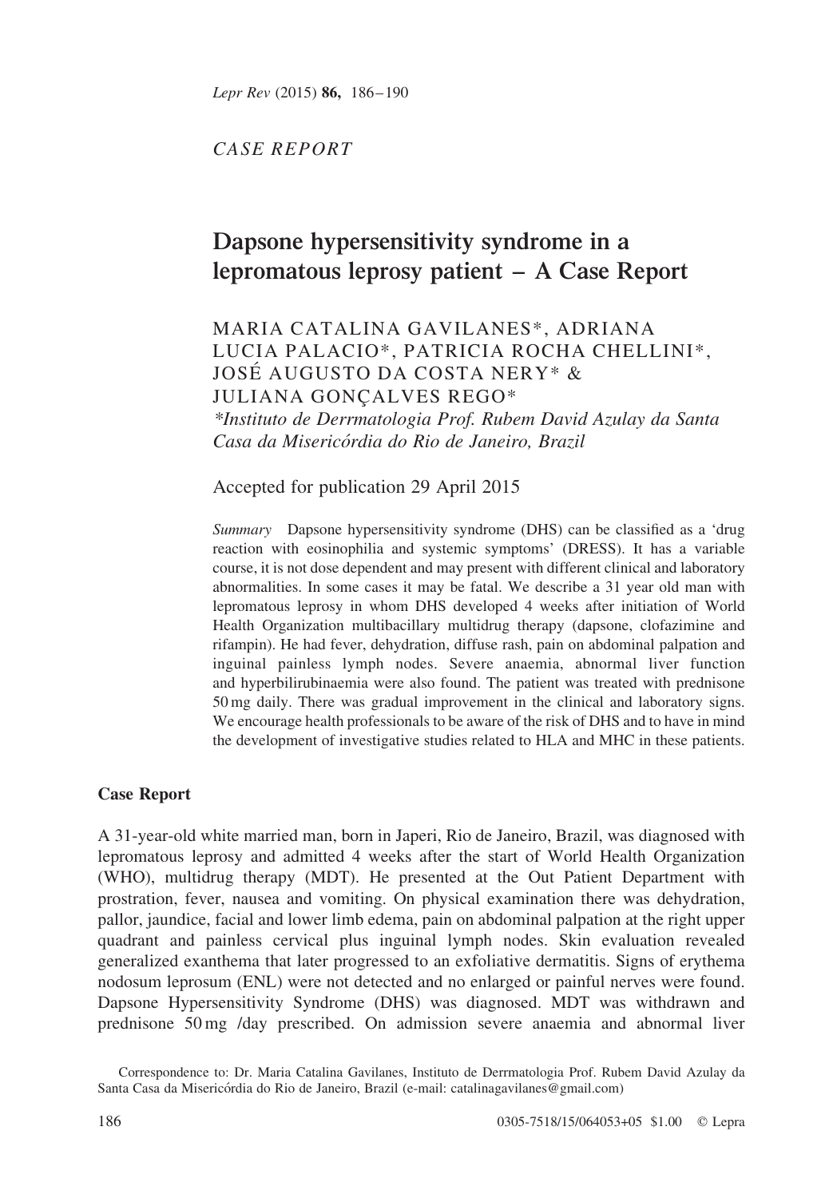*CASE REPORT*

# Dapsone hypersensitivity syndrome in a lepromatous leprosy patient – A Case Report

MARIA CATALINA GAVILANES*, ADRIANA LUCIA PALACIO*, PATRICIA ROCHA CHELLINI*, JOSÉ AUGUSTO DA COSTA NERY* & JULIANA GONÇALVES REGO*

**Instituto de Derrmatologia Prof. Rubem David Azulay da Santa Casa da Misericórdia do Rio de Janeiro, Brazil*

Accepted for publication 29 April 2015

*Summary* Dapsone hypersensitivity syndrome (DHS) can be classified as a 'drug reaction with eosinophilia and systemic symptoms' (DRESS). It has a variable course, it is not dose dependent and may present with different clinical and laboratory abnormalities. In some cases it may be fatal. We describe a 31 year old man with lepromatous leprosy in whom DHS developed 4 weeks after initiation of World Health Organization multibacillary multidrug therapy (dapsone, clofazimine and rifampin). He had fever, dehydration, diffuse rash, pain on abdominal palpation and inguinal painless lymph nodes. Severe anaemia, abnormal liver function and hyperbilirubinaemia were also found. The patient was treated with prednisone 50 mg daily. There was gradual improvement in the clinical and laboratory signs. We encourage health professionals to be aware of the risk of DHS and to have in mind the development of investigative studies related to HLA and MHC in these patients.

## Case Report

A 31-year-old white married man, born in Japeri, Rio de Janeiro, Brazil, was diagnosed with lepromatous leprosy and admitted 4 weeks after the start of World Health Organization (WHO), multidrug therapy (MDT). He presented at the Out Patient Department with prostration, fever, nausea and vomiting. On physical examination there was dehydration, pallor, jaundice, facial and lower limb edema, pain on abdominal palpation at the right upper quadrant and painless cervical plus inguinal lymph nodes. Skin evaluation revealed generalized exanthema that later progressed to an exfoliative dermatitis. Signs of erythema nodosum leprosum (ENL) were not detected and no enlarged or painful nerves were found. Dapsone Hypersensitivity Syndrome (DHS) was diagnosed. MDT was withdrawn and prednisone 50 mg /day prescribed. On admission severe anaemia and abnormal liver

Correspondence to: Dr. Maria Catalina Gavilanes, Instituto de Derrmatologia Prof. Rubem David Azulay da Santa Casa da Misericórdia do Rio de Janeiro, Brazil (e-mail: catalinagavilanes@gmail.com)

0305-7518/15/064053+05 $1.00 © Lepra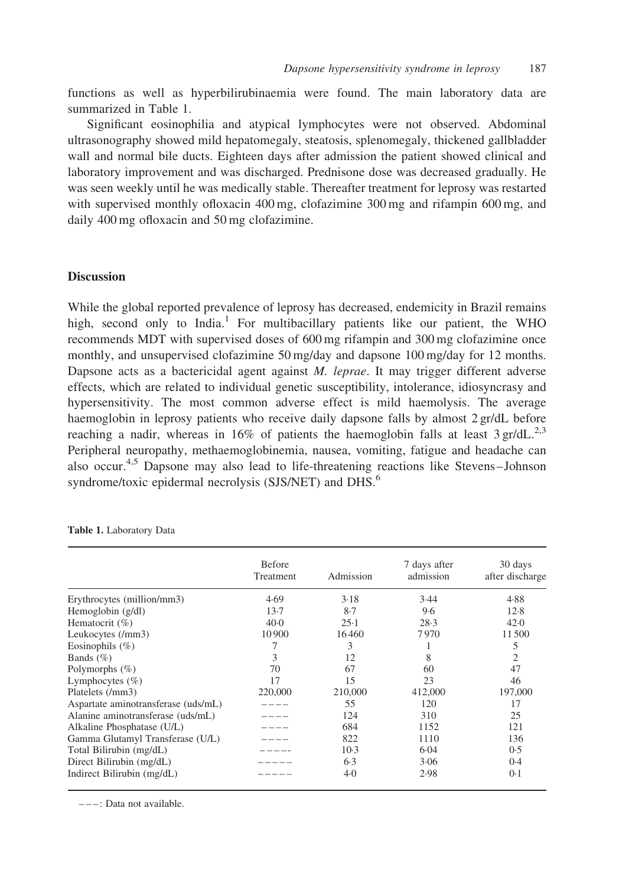functions as well as hyperbilirubinaemia were found. The main laboratory data are summarized in Table 1.

Significant eosinophilia and atypical lymphocytes were not observed. Abdominal ultrasonography showed mild hepatomegaly, steatosis, splenomegaly, thickened gallbladder wall and normal bile ducts. Eighteen days after admission the patient showed clinical and laboratory improvement and was discharged. Prednisone dose was decreased gradually. He was seen weekly until he was medically stable. Thereafter treatment for leprosy was restarted with supervised monthly ofloxacin 400 mg, clofazimine 300 mg and rifampin 600 mg, and daily 400 mg ofloxacin and 50 mg clofazimine.

## Discussion

While the global reported prevalence of leprosy has decreased, endemicity in Brazil remains high, second only to India.[1] For multibacillary patients like our patient, the WHO recommends MDT with supervised doses of 600 mg rifampin and 300 mg clofazimine once monthly, and unsupervised clofazimine 50 mg/day and dapsone 100 mg/day for 12 months. Dapsone acts as a bactericidal agent against *M. leprae*. It may trigger different adverse effects, which are related to individual genetic susceptibility, intolerance, idiosyncrasy and hypersensitivity. The most common adverse effect is mild haemolysis. The average haemoglobin in leprosy patients who receive daily dapsone falls by almost 2 gr/dL before reaching a nadir, whereas in 16% of patients the haemoglobin falls at least 3 gr/dL.[2,3] Peripheral neuropathy, methaemoglobinemia, nausea, vomiting, fatigue and headache can also occur.[4,5] Dapsone may also lead to life-threatening reactions like Stevens–Johnson syndrome/toxic epidermal necrolysis (SJS/NET) and DHS.[6]

**Table 1.** Laboratory Data

| | Before Treatment | Admission | 7 days after admission | 30 days after discharge |
|---|---|---|---|---|
| Erythrocytes (million/mm3) | 4·69 | 3·18 | 3·44 | 4·88 |
| Hemoglobin (g/dl) | 13·7 | 8·7 | 9·6 | 12·8 |
| Hematocrit (%) | 40·0 | 25·1 | 28·3 | 42·0 |
| Leukocytes (/mm3) | 10 900 | 16 460 | 7 970 | 11 500 |
| Eosinophils (%) | 7 | 3 | 1 | 5 |
| Bands (%) | 3 | 12 | 8 | 2 |
| Polymorphs (%) | 70 | 67 | 60 | 47 |
| Lymphocytes (%) | 17 | 15 | 23 | 46 |
| Platelets (/mm3) | 220,000 | 210,000 | 412,000 | 197,000 |
| Aspartate aminotransferase (uds/mL) | ---- | 55 | 120 | 17 |
| Alanine aminotransferase (uds/mL) | ---- | 124 | 310 | 25 |
| Alkaline Phosphatase (U/L) | ---- | 684 | 1152 | 121 |
| Gamma Glutamyl Transferase (U/L) | ---- | 822 | 1110 | 136 |
| Total Bilirubin (mg/dL) | ----- | 10·3 | 6·04 | 0·5 |
| Direct Bilirubin (mg/dL) | ----- | 6·3 | 3·06 | 0·4 |
| Indirect Bilirubin (mg/dL) | ----- | 4·0 | 2·98 | 0·1 |

---: Data not available.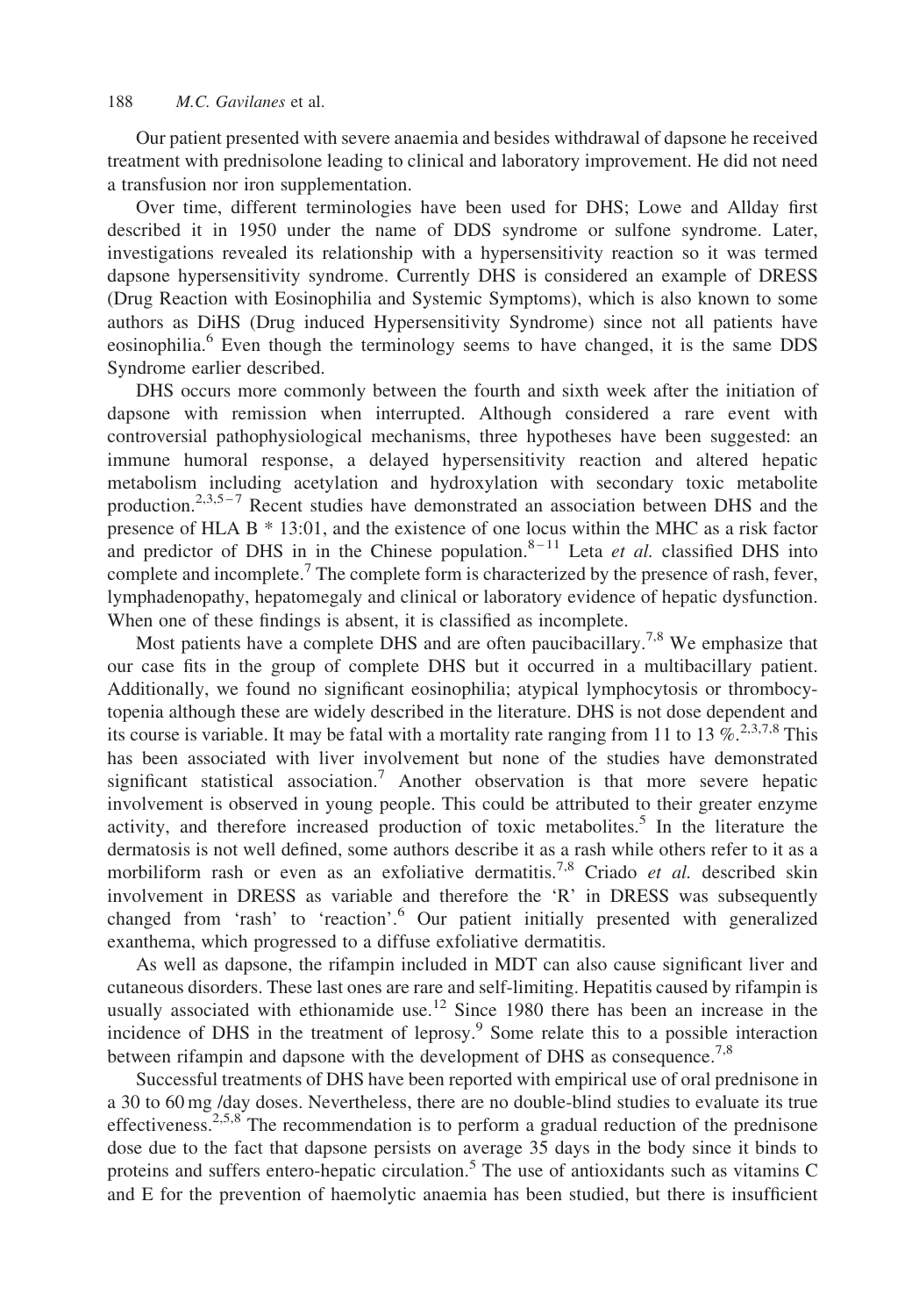Our patient presented with severe anaemia and besides withdrawal of dapsone he received treatment with prednisolone leading to clinical and laboratory improvement. He did not need a transfusion nor iron supplementation.

Over time, different terminologies have been used for DHS; Lowe and Allday first described it in 1950 under the name of DDS syndrome or sulfone syndrome. Later, investigations revealed its relationship with a hypersensitivity reaction so it was termed dapsone hypersensitivity syndrome. Currently DHS is considered an example of DRESS (Drug Reaction with Eosinophilia and Systemic Symptoms), which is also known to some authors as DiHS (Drug induced Hypersensitivity Syndrome) since not all patients have eosinophilia.[6] Even though the terminology seems to have changed, it is the same DDS Syndrome earlier described.

DHS occurs more commonly between the fourth and sixth week after the initiation of dapsone with remission when interrupted. Although considered a rare event with controversial pathophysiological mechanisms, three hypotheses have been suggested: an immune humoral response, a delayed hypersensitivity reaction and altered hepatic metabolism including acetylation and hydroxylation with secondary toxic metabolite production.[2,3,5–7] Recent studies have demonstrated an association between DHS and the presence of HLA B * 13:01, and the existence of one locus within the MHC as a risk factor and predictor of DHS in in the Chinese population.[8–11] Leta *et al.* classified DHS into complete and incomplete.[7] The complete form is characterized by the presence of rash, fever, lymphadenopathy, hepatomegaly and clinical or laboratory evidence of hepatic dysfunction. When one of these findings is absent, it is classified as incomplete.

Most patients have a complete DHS and are often paucibacillary.[7,8] We emphasize that our case fits in the group of complete DHS but it occurred in a multibacillary patient. Additionally, we found no significant eosinophilia; atypical lymphocytosis or thrombocytopenia although these are widely described in the literature. DHS is not dose dependent and its course is variable. It may be fatal with a mortality rate ranging from 11 to 13 %.[2,3,7,8] This has been associated with liver involvement but none of the studies have demonstrated significant statistical association.[7] Another observation is that more severe hepatic involvement is observed in young people. This could be attributed to their greater enzyme activity, and therefore increased production of toxic metabolites.[5] In the literature the dermatosis is not well defined, some authors describe it as a rash while others refer to it as a morbiliform rash or even as an exfoliative dermatitis.[7,8] Criado *et al.* described skin involvement in DRESS as variable and therefore the 'R' in DRESS was subsequently changed from 'rash' to 'reaction'.[6] Our patient initially presented with generalized exanthema, which progressed to a diffuse exfoliative dermatitis.

As well as dapsone, the rifampin included in MDT can also cause significant liver and cutaneous disorders. These last ones are rare and self-limiting. Hepatitis caused by rifampin is usually associated with ethionamide use.[12] Since 1980 there has been an increase in the incidence of DHS in the treatment of leprosy.[9] Some relate this to a possible interaction between rifampin and dapsone with the development of DHS as consequence.[7,8]

Successful treatments of DHS have been reported with empirical use of oral prednisone in a 30 to 60 mg /day doses. Nevertheless, there are no double-blind studies to evaluate its true effectiveness.[2,5,8] The recommendation is to perform a gradual reduction of the prednisone dose due to the fact that dapsone persists on average 35 days in the body since it binds to proteins and suffers entero-hepatic circulation.[5] The use of antioxidants such as vitamins C and E for the prevention of haemolytic anaemia has been studied, but there is insufficient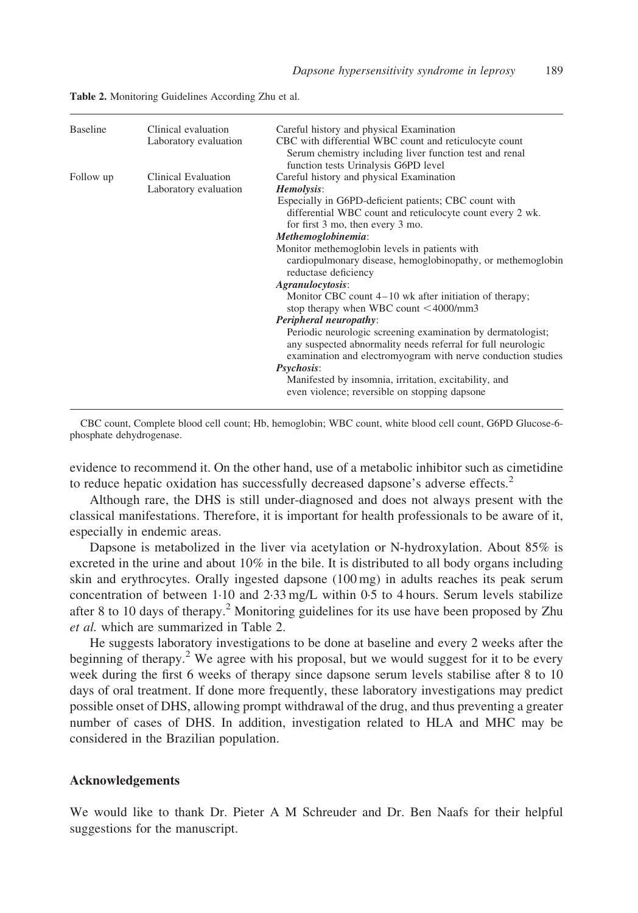**Table 2.** Monitoring Guidelines According Zhu et al.

| | | |
|---|---|---|
| Baseline | Clinical evaluation | Careful history and physical Examination |
| | Laboratory evaluation | CBC with differential WBC count and reticulocyte count<br>Serum chemistry including liver function test and renal function tests Urinalysis G6PD level |
| Follow up | Clinical Evaluation | Careful history and physical Examination |
| | Laboratory evaluation | ***Hemolysis***:<br>Especially in G6PD-deficient patients; CBC count with differential WBC count and reticulocyte count every 2 wk. for first 3 mo, then every 3 mo.<br>***Methemoglobinemia***:<br>Monitor methemoglobin levels in patients with cardiopulmonary disease, hemoglobinopathy, or methemoglobin reductase deficiency<br>***Agranulocytosis***:<br>Monitor CBC count 4–10 wk after initiation of therapy; stop therapy when WBC count <4000/mm3<br>***Peripheral neuropathy***:<br>Periodic neurologic screening examination by dermatologist; any suspected abnormality needs referral for full neurologic examination and electromyogram with nerve conduction studies<br>***Psychosis***:<br>Manifested by insomnia, irritation, excitability, and even violence; reversible on stopping dapsone |

CBC count, Complete blood cell count; Hb, hemoglobin; WBC count, white blood cell count, G6PD Glucose-6-phosphate dehydrogenase.

evidence to recommend it. On the other hand, use of a metabolic inhibitor such as cimetidine to reduce hepatic oxidation has successfully decreased dapsone's adverse effects.[2]

Although rare, the DHS is still under-diagnosed and does not always present with the classical manifestations. Therefore, it is important for health professionals to be aware of it, especially in endemic areas.

Dapsone is metabolized in the liver via acetylation or N-hydroxylation. About 85% is excreted in the urine and about 10% in the bile. It is distributed to all body organs including skin and erythrocytes. Orally ingested dapsone (100 mg) in adults reaches its peak serum concentration of between 1·10 and 2·33 mg/L within 0·5 to 4 hours. Serum levels stabilize after 8 to 10 days of therapy.[2] Monitoring guidelines for its use have been proposed by Zhu *et al.* which are summarized in Table 2.

He suggests laboratory investigations to be done at baseline and every 2 weeks after the beginning of therapy.[2] We agree with his proposal, but we would suggest for it to be every week during the first 6 weeks of therapy since dapsone serum levels stabilise after 8 to 10 days of oral treatment. If done more frequently, these laboratory investigations may predict possible onset of DHS, allowing prompt withdrawal of the drug, and thus preventing a greater number of cases of DHS. In addition, investigation related to HLA and MHC may be considered in the Brazilian population.

## Acknowledgements

We would like to thank Dr. Pieter A M Schreuder and Dr. Ben Naafs for their helpful suggestions for the manuscript.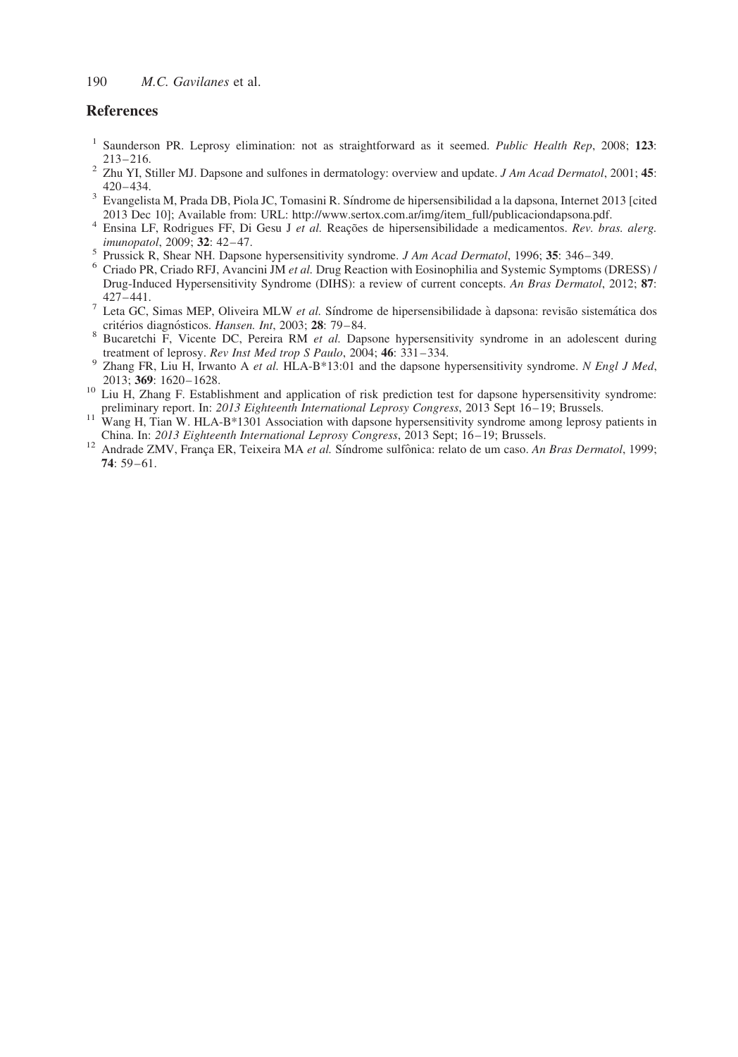## References

1. Saunderson PR. Leprosy elimination: not as straightforward as it seemed. *Public Health Rep*, 2008; **123**: 213–216.
2. Zhu YI, Stiller MJ. Dapsone and sulfones in dermatology: overview and update. *J Am Acad Dermatol*, 2001; **45**: 420–434.
3. Evangelista M, Prada DB, Piola JC, Tomasini R. Síndrome de hipersensibilidad a la dapsona, Internet 2013 [cited 2013 Dec 10]; Available from: URL: http://www.sertox.com.ar/img/item_full/publicaciondapsona.pdf.
4. Ensina LF, Rodrigues FF, Di Gesu J *et al.* Reações de hipersensibilidade a medicamentos. *Rev. bras. alerg. imunopatol*, 2009; **32**: 42–47.
5. Prussick R, Shear NH. Dapsone hypersensitivity syndrome. *J Am Acad Dermatol*, 1996; **35**: 346–349.
6. Criado PR, Criado RFJ, Avancini JM *et al.* Drug Reaction with Eosinophilia and Systemic Symptoms (DRESS) / Drug-Induced Hypersensitivity Syndrome (DIHS): a review of current concepts. *An Bras Dermatol*, 2012; **87**: 427–441.
7. Leta GC, Simas MEP, Oliveira MLW *et al.* Síndrome de hipersensibilidade à dapsona: revisão sistemática dos critérios diagnósticos. *Hansen. Int*, 2003; **28**: 79–84.
8. Bucaretchi F, Vicente DC, Pereira RM *et al.* Dapsone hypersensitivity syndrome in an adolescent during treatment of leprosy. *Rev Inst Med trop S Paulo*, 2004; **46**: 331–334.
9. Zhang FR, Liu H, Irwanto A *et al.* HLA-B*13:01 and the dapsone hypersensitivity syndrome. *N Engl J Med*, 2013; **369**: 1620–1628.
10. Liu H, Zhang F. Establishment and application of risk prediction test for dapsone hypersensitivity syndrome: preliminary report. In: *2013 Eighteenth International Leprosy Congress*, 2013 Sept 16–19; Brussels.
11. Wang H, Tian W. HLA-B*1301 Association with dapsone hypersensitivity syndrome among leprosy patients in China. In: *2013 Eighteenth International Leprosy Congress*, 2013 Sept; 16–19; Brussels.
12. Andrade ZMV, França ER, Teixeira MA *et al.* Síndrome sulfônica: relato de um caso. *An Bras Dermatol*, 1999; **74**: 59–61.